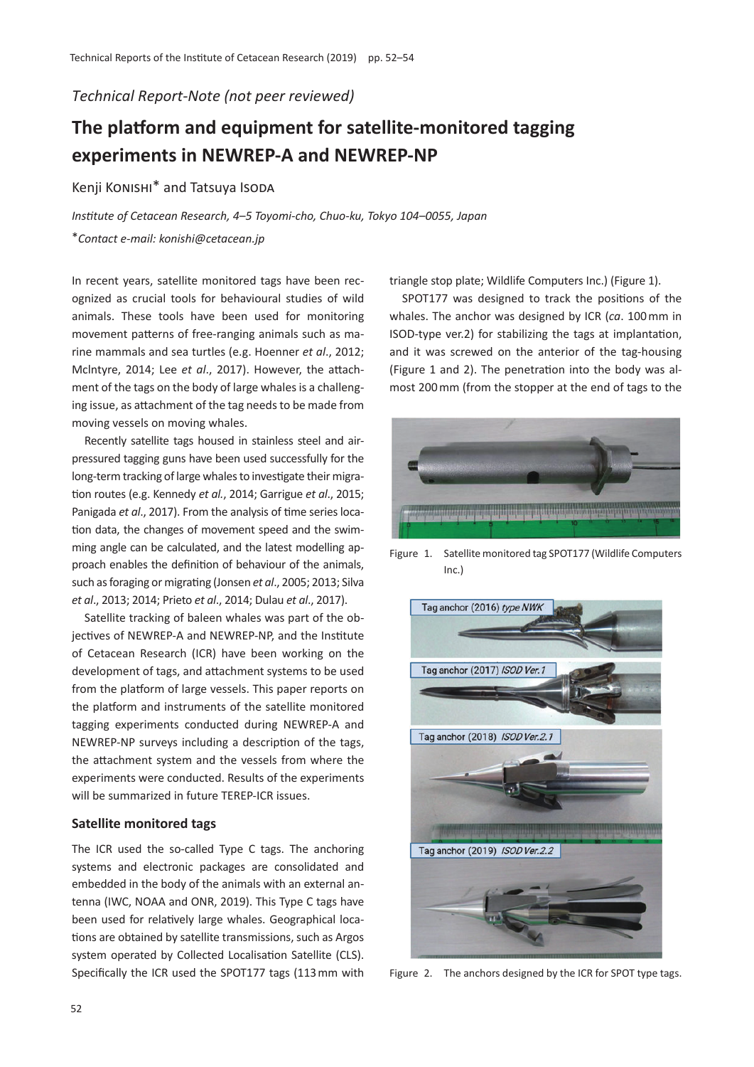*Technical Report-Note (not peer reviewed)*

# The platform and equipment for satellite-monitored tagging experiments in NEWREP-A and NEWREP-NP

Kenji KONISHI* and Tatsuya ISODA

*Institute of Cetacean Research, 4–5 Toyomi-cho, Chuo-ku, Tokyo 104–0055, Japan*

**Contact e-mail: konishi@cetacean.jp*

In recent years, satellite monitored tags have been recognized as crucial tools for behavioural studies of wild animals. These tools have been used for monitoring movement patterns of free-ranging animals such as marine mammals and sea turtles (e.g. Hoenner *et al*., 2012; McIntyre, 2014; Lee *et al*., 2017). However, the attachment of the tags on the body of large whales is a challenging issue, as attachment of the tag needs to be made from moving vessels on moving whales.

Recently satellite tags housed in stainless steel and air-pressured tagging guns have been used successfully for the long-term tracking of large whales to investigate their migration routes (e.g. Kennedy *et al.*, 2014; Garrigue *et al*., 2015; Panigada *et al*., 2017). From the analysis of time series location data, the changes of movement speed and the swimming angle can be calculated, and the latest modelling approach enables the definition of behaviour of the animals, such as foraging or migrating (Jonsen *et al*., 2005; 2013; Silva *et al*., 2013; 2014; Prieto *et al*., 2014; Dulau *et al*., 2017).

Satellite tracking of baleen whales was part of the objectives of NEWREP-A and NEWREP-NP, and the Institute of Cetacean Research (ICR) have been working on the development of tags, and attachment systems to be used from the platform of large vessels. This paper reports on the platform and instruments of the satellite monitored tagging experiments conducted during NEWREP-A and NEWREP-NP surveys including a description of the tags, the attachment system and the vessels from where the experiments were conducted. Results of the experiments will be summarized in future TEREP-ICR issues.

## Satellite monitored tags

The ICR used the so-called Type C tags. The anchoring systems and electronic packages are consolidated and embedded in the body of the animals with an external antenna (IWC, NOAA and ONR, 2019). This Type C tags have been used for relatively large whales. Geographical locations are obtained by satellite transmissions, such as Argos system operated by Collected Localisation Satellite (CLS). Specifically the ICR used the SPOT177 tags (113 mm with triangle stop plate; Wildlife Computers Inc.) (Figure 1).

SPOT177 was designed to track the positions of the whales. The anchor was designed by ICR (*ca*. 100 mm in ISOD-type ver.2) for stabilizing the tags at implantation, and it was screwed on the anterior of the tag-housing (Figure 1 and 2). The penetration into the body was almost 200 mm (from the stopper at the end of tags to the

Figure 1. Satellite monitored tag SPOT177 (Wildlife Computers Inc.)

Tag anchor (2016) *type NWK*

Tag anchor (2017) *ISOD Ver.1*

Tag anchor (2018) *ISOD Ver.2.1*

Tag anchor (2019) *ISOD Ver.2.2*

Figure 2. The anchors designed by the ICR for SPOT type tags.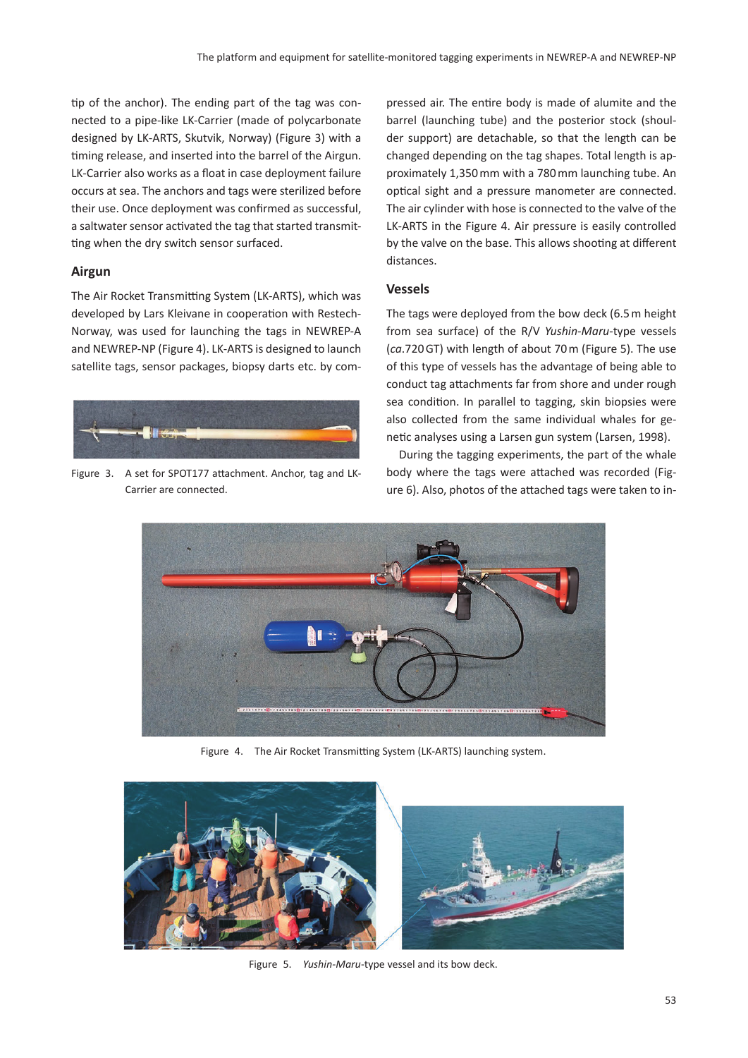tip of the anchor). The ending part of the tag was connected to a pipe-like LK-Carrier (made of polycarbonate designed by LK-ARTS, Skutvik, Norway) (Figure 3) with a timing release, and inserted into the barrel of the Airgun. LK-Carrier also works as a float in case deployment failure occurs at sea. The anchors and tags were sterilized before their use. Once deployment was confirmed as successful, a saltwater sensor activated the tag that started transmitting when the dry switch sensor surfaced.

### Airgun

The Air Rocket Transmitting System (LK-ARTS), which was developed by Lars Kleivane in cooperation with Restech-Norway, was used for launching the tags in NEWREP-A and NEWREP-NP (Figure 4). LK-ARTS is designed to launch satellite tags, sensor packages, biopsy darts etc. by compressed air. The entire body is made of alumite and the barrel (launching tube) and the posterior stock (shoulder support) are detachable, so that the length can be changed depending on the tag shapes. Total length is approximately 1,350 mm with a 780 mm launching tube. An optical sight and a pressure manometer are connected. The air cylinder with hose is connected to the valve of the LK-ARTS in the Figure 4. Air pressure is easily controlled by the valve on the base. This allows shooting at different distances.

Figure 3. A set for SPOT177 attachment. Anchor, tag and LK-Carrier are connected.

### Vessels

The tags were deployed from the bow deck (6.5 m height from sea surface) of the R/V *Yushin-Maru*-type vessels (*ca.*720 GT) with length of about 70 m (Figure 5). The use of this type of vessels has the advantage of being able to conduct tag attachments far from shore and under rough sea condition. In parallel to tagging, skin biopsies were also collected from the same individual whales for genetic analyses using a Larsen gun system (Larsen, 1998).

During the tagging experiments, the part of the whale body where the tags were attached was recorded (Figure 6). Also, photos of the attached tags were taken to in-

Figure 4. The Air Rocket Transmitting System (LK-ARTS) launching system.

Figure 5. *Yushin-Maru*-type vessel and its bow deck.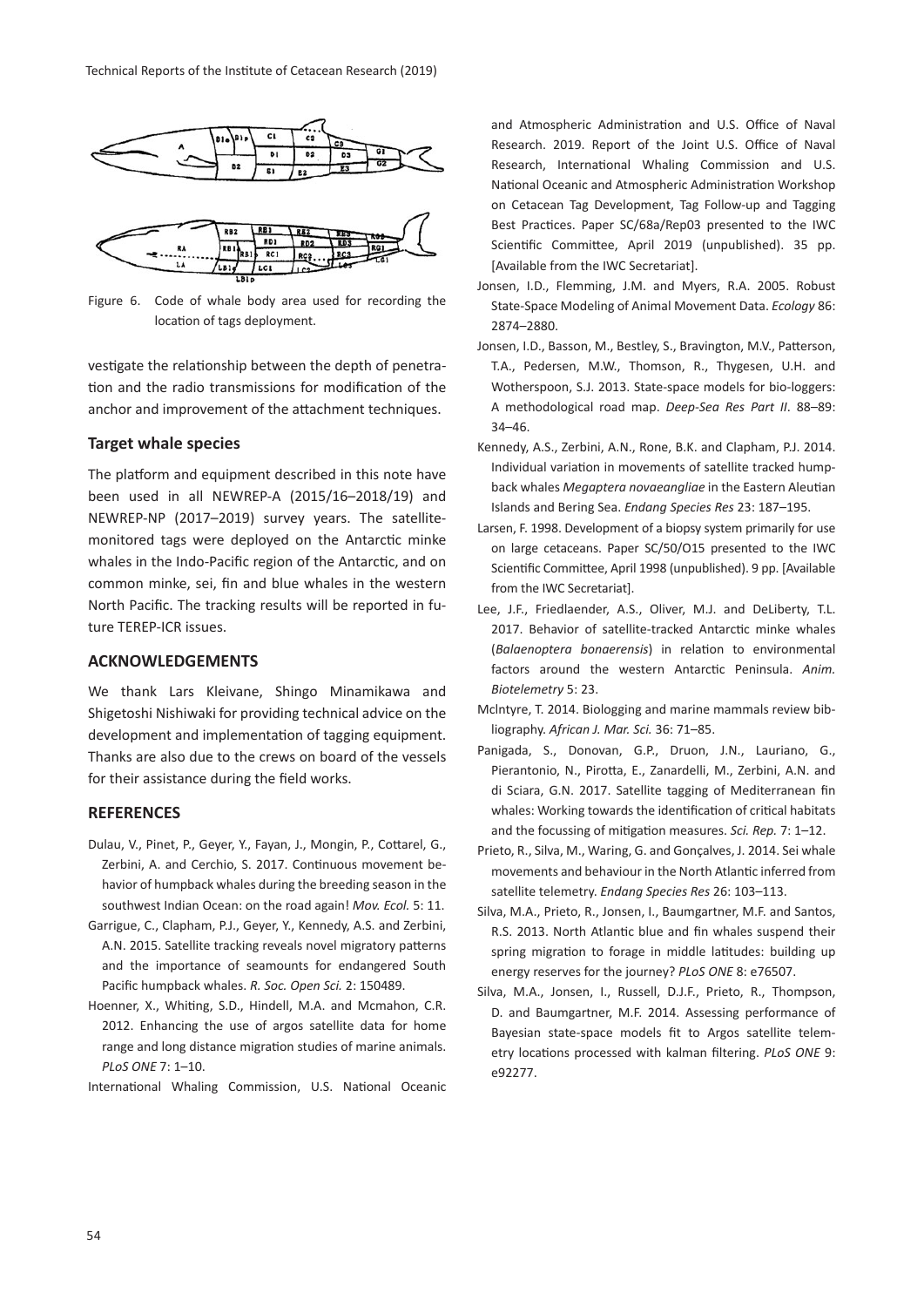Figure 6. Code of whale body area used for recording the location of tags deployment.

vestigate the relationship between the depth of penetration and the radio transmissions for modification of the anchor and improvement of the attachment techniques.

### Target whale species

The platform and equipment described in this note have been used in all NEWREP-A (2015/16–2018/19) and NEWREP-NP (2017–2019) survey years. The satellite-monitored tags were deployed on the Antarctic minke whales in the Indo-Pacific region of the Antarctic, and on common minke, sei, fin and blue whales in the western North Pacific. The tracking results will be reported in future TEREP-ICR issues.

## ACKNOWLEDGEMENTS

We thank Lars Kleivane, Shingo Minamikawa and Shigetoshi Nishiwaki for providing technical advice on the development and implementation of tagging equipment. Thanks are also due to the crews on board of the vessels for their assistance during the field works.

## REFERENCES

Dulau, V., Pinet, P., Geyer, Y., Fayan, J., Mongin, P., Cottarel, G., Zerbini, A. and Cerchio, S. 2017. Continuous movement behavior of humpback whales during the breeding season in the southwest Indian Ocean: on the road again! *Mov. Ecol.* 5: 11.

Garrigue, C., Clapham, P.J., Geyer, Y., Kennedy, A.S. and Zerbini, A.N. 2015. Satellite tracking reveals novel migratory patterns and the importance of seamounts for endangered South Pacific humpback whales. *R. Soc. Open Sci.* 2: 150489.

Hoenner, X., Whiting, S.D., Hindell, M.A. and Mcmahon, C.R. 2012. Enhancing the use of argos satellite data for home range and long distance migration studies of marine animals. *PLoS ONE* 7: 1–10.

International Whaling Commission, U.S. National Oceanic and Atmospheric Administration and U.S. Office of Naval Research. 2019. Report of the Joint U.S. Office of Naval Research, International Whaling Commission and U.S. National Oceanic and Atmospheric Administration Workshop on Cetacean Tag Development, Tag Follow-up and Tagging Best Practices. Paper SC/68a/Rep03 presented to the IWC Scientific Committee, April 2019 (unpublished). 35 pp. [Available from the IWC Secretariat].

Jonsen, I.D., Flemming, J.M. and Myers, R.A. 2005. Robust State-Space Modeling of Animal Movement Data. *Ecology* 86: 2874–2880.

Jonsen, I.D., Basson, M., Bestley, S., Bravington, M.V., Patterson, T.A., Pedersen, M.W., Thomson, R., Thygesen, U.H. and Wotherspoon, S.J. 2013. State-space models for bio-loggers: A methodological road map. *Deep-Sea Res Part II*. 88–89: 34–46.

Kennedy, A.S., Zerbini, A.N., Rone, B.K. and Clapham, P.J. 2014. Individual variation in movements of satellite tracked humpback whales *Megaptera novaeangliae* in the Eastern Aleutian Islands and Bering Sea. *Endang Species Res* 23: 187–195.

Larsen, F. 1998. Development of a biopsy system primarily for use on large cetaceans. Paper SC/50/O15 presented to the IWC Scientific Committee, April 1998 (unpublished). 9 pp. [Available from the IWC Secretariat].

Lee, J.F., Friedlaender, A.S., Oliver, M.J. and DeLiberty, T.L. 2017. Behavior of satellite-tracked Antarctic minke whales (*Balaenoptera bonaerensis*) in relation to environmental factors around the western Antarctic Peninsula. *Anim. Biotelemetry* 5: 23.

Mclntyre, T. 2014. Biologging and marine mammals review bibliography. *African J. Mar. Sci.* 36: 71–85.

Panigada, S., Donovan, G.P., Druon, J.N., Lauriano, G., Pierantonio, N., Pirotta, E., Zanardelli, M., Zerbini, A.N. and di Sciara, G.N. 2017. Satellite tagging of Mediterranean fin whales: Working towards the identification of critical habitats and the focussing of mitigation measures. *Sci. Rep.* 7: 1–12.

Prieto, R., Silva, M., Waring, G. and Gonçalves, J. 2014. Sei whale movements and behaviour in the North Atlantic inferred from satellite telemetry. *Endang Species Res* 26: 103–113.

Silva, M.A., Prieto, R., Jonsen, I., Baumgartner, M.F. and Santos, R.S. 2013. North Atlantic blue and fin whales suspend their spring migration to forage in middle latitudes: building up energy reserves for the journey? *PLoS ONE* 8: e76507.

Silva, M.A., Jonsen, I., Russell, D.J.F., Prieto, R., Thompson, D. and Baumgartner, M.F. 2014. Assessing performance of Bayesian state-space models fit to Argos satellite telemetry locations processed with kalman filtering. *PLoS ONE* 9: e92277.